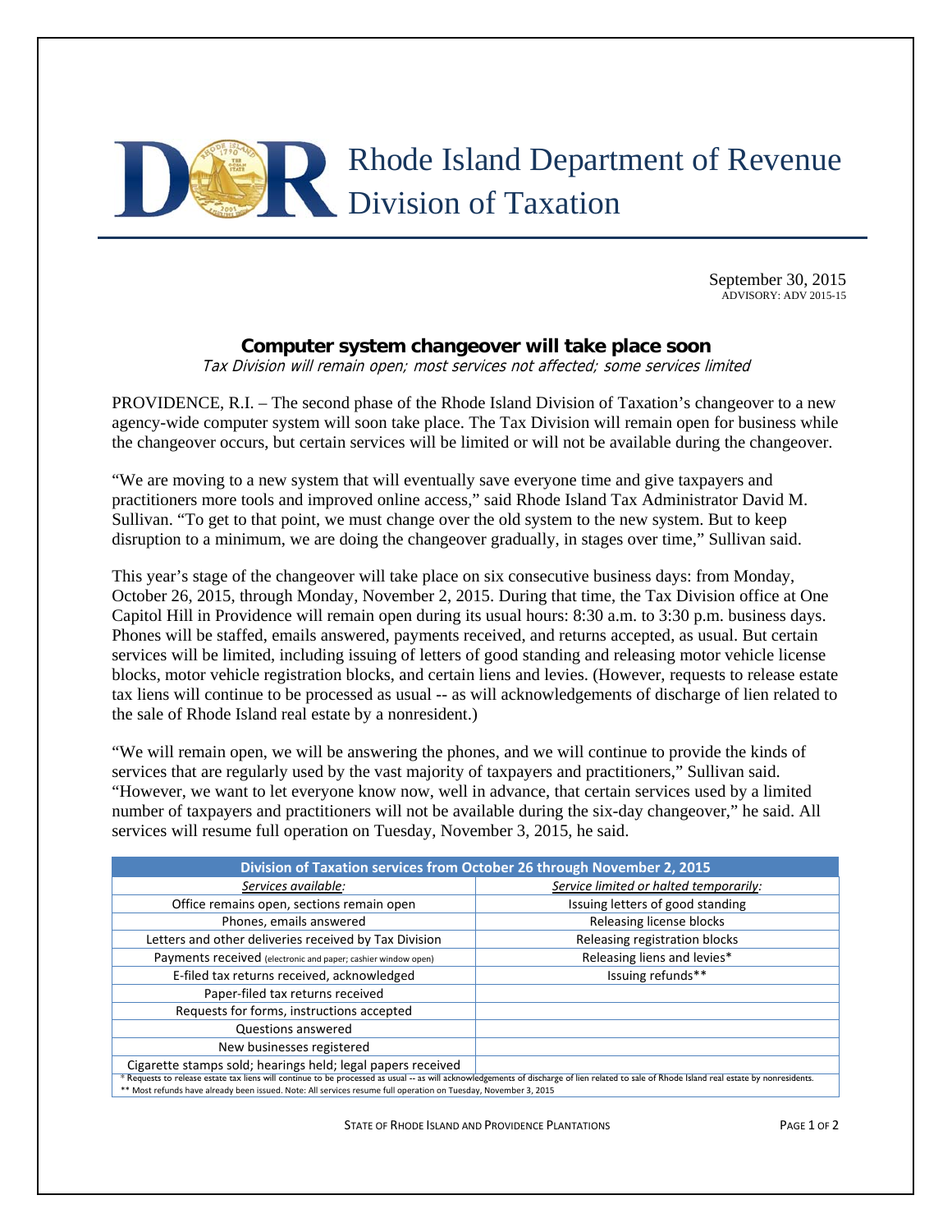# Rhode Island Department of Revenue
## Division of Taxation

September 30, 2015
ADVISORY: ADV 2015-15

### Computer system changeover will take place soon

*Tax Division will remain open; most services not affected; some services limited*

PROVIDENCE, R.I. – The second phase of the Rhode Island Division of Taxation's changeover to a new agency-wide computer system will soon take place. The Tax Division will remain open for business while the changeover occurs, but certain services will be limited or will not be available during the changeover.

"We are moving to a new system that will eventually save everyone time and give taxpayers and practitioners more tools and improved online access," said Rhode Island Tax Administrator David M. Sullivan. "To get to that point, we must change over the old system to the new system. But to keep disruption to a minimum, we are doing the changeover gradually, in stages over time," Sullivan said.

This year's stage of the changeover will take place on six consecutive business days: from Monday, October 26, 2015, through Monday, November 2, 2015. During that time, the Tax Division office at One Capitol Hill in Providence will remain open during its usual hours: 8:30 a.m. to 3:30 p.m. business days. Phones will be staffed, emails answered, payments received, and returns accepted, as usual. But certain services will be limited, including issuing of letters of good standing and releasing motor vehicle license blocks, motor vehicle registration blocks, and certain liens and levies. (However, requests to release estate tax liens will continue to be processed as usual -- as will acknowledgements of discharge of lien related to the sale of Rhode Island real estate by a nonresident.)

"We will remain open, we will be answering the phones, and we will continue to provide the kinds of services that are regularly used by the vast majority of taxpayers and practitioners," Sullivan said. "However, we want to let everyone know now, well in advance, that certain services used by a limited number of taxpayers and practitioners will not be available during the six-day changeover," he said. All services will resume full operation on Tuesday, November 3, 2015, he said.

| Division of Taxation services from October 26 through November 2, 2015 | |
|---|---|
| *Services available:* | *Service limited or halted temporarily:* |
| Office remains open, sections remain open | Issuing letters of good standing |
| Phones, emails answered | Releasing license blocks |
| Letters and other deliveries received by Tax Division | Releasing registration blocks |
| Payments received (electronic and paper; cashier window open) | Releasing liens and levies* |
| E-filed tax returns received, acknowledged | Issuing refunds** |
| Paper-filed tax returns received | |
| Requests for forms, instructions accepted | |
| Questions answered | |
| New businesses registered | |
| Cigarette stamps sold; hearings held; legal papers received | |

\* Requests to release estate tax liens will continue to be processed as usual -- as will acknowledgements of discharge of lien related to sale of Rhode Island real estate by nonresidents.
\*\* Most refunds have already been issued. Note: All services resume full operation on Tuesday, November 3, 2015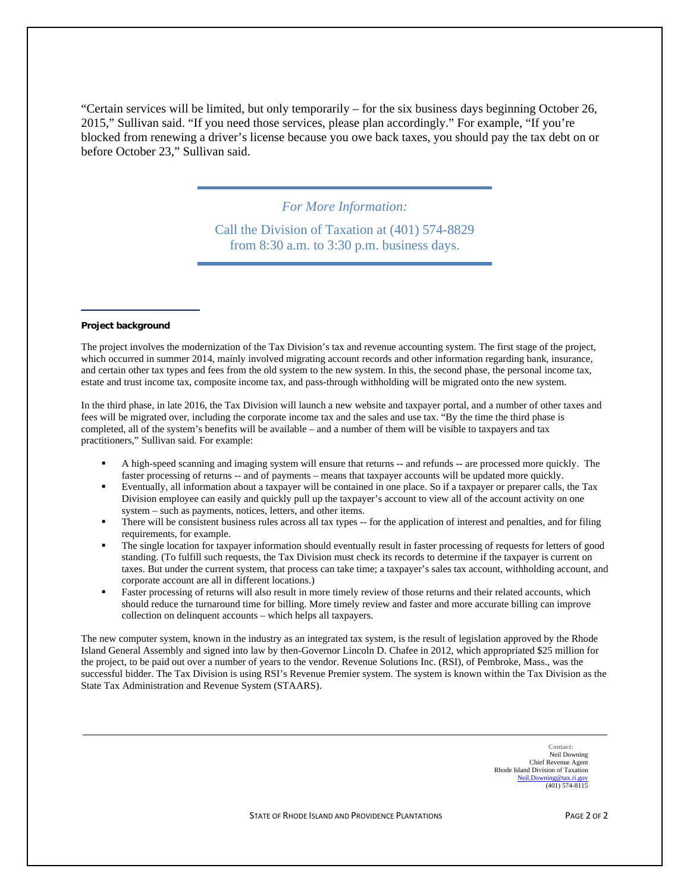"Certain services will be limited, but only temporarily – for the six business days beginning October 26, 2015," Sullivan said. "If you need those services, please plan accordingly." For example, "If you're blocked from renewing a driver's license because you owe back taxes, you should pay the tax debt on or before October 23," Sullivan said.

*For More Information:*

Call the Division of Taxation at (401) 574-8829
from 8:30 a.m. to 3:30 p.m. business days.

**Project background**

The project involves the modernization of the Tax Division's tax and revenue accounting system. The first stage of the project, which occurred in summer 2014, mainly involved migrating account records and other information regarding bank, insurance, and certain other tax types and fees from the old system to the new system. In this, the second phase, the personal income tax, estate and trust income tax, composite income tax, and pass-through withholding will be migrated onto the new system.

In the third phase, in late 2016, the Tax Division will launch a new website and taxpayer portal, and a number of other taxes and fees will be migrated over, including the corporate income tax and the sales and use tax. "By the time the third phase is completed, all of the system's benefits will be available – and a number of them will be visible to taxpayers and tax practitioners," Sullivan said. For example:

- A high-speed scanning and imaging system will ensure that returns -- and refunds -- are processed more quickly. The faster processing of returns -- and of payments – means that taxpayer accounts will be updated more quickly.
- Eventually, all information about a taxpayer will be contained in one place. So if a taxpayer or preparer calls, the Tax Division employee can easily and quickly pull up the taxpayer's account to view all of the account activity on one system – such as payments, notices, letters, and other items.
- There will be consistent business rules across all tax types -- for the application of interest and penalties, and for filing requirements, for example.
- The single location for taxpayer information should eventually result in faster processing of requests for letters of good standing. (To fulfill such requests, the Tax Division must check its records to determine if the taxpayer is current on taxes. But under the current system, that process can take time; a taxpayer's sales tax account, withholding account, and corporate account are all in different locations.)
- Faster processing of returns will also result in more timely review of those returns and their related accounts, which should reduce the turnaround time for billing. More timely review and faster and more accurate billing can improve collection on delinquent accounts – which helps all taxpayers.

The new computer system, known in the industry as an integrated tax system, is the result of legislation approved by the Rhode Island General Assembly and signed into law by then-Governor Lincoln D. Chafee in 2012, which appropriated $25 million for the project, to be paid out over a number of years to the vendor. Revenue Solutions Inc. (RSI), of Pembroke, Mass., was the successful bidder. The Tax Division is using RSI's Revenue Premier system. The system is known within the Tax Division as the State Tax Administration and Revenue System (STAARS).

**Contact:**
Neil Downing
Chief Revenue Agent
Rhode Island Division of Taxation
Neil.Downing@tax.ri.gov
(401) 574-8115